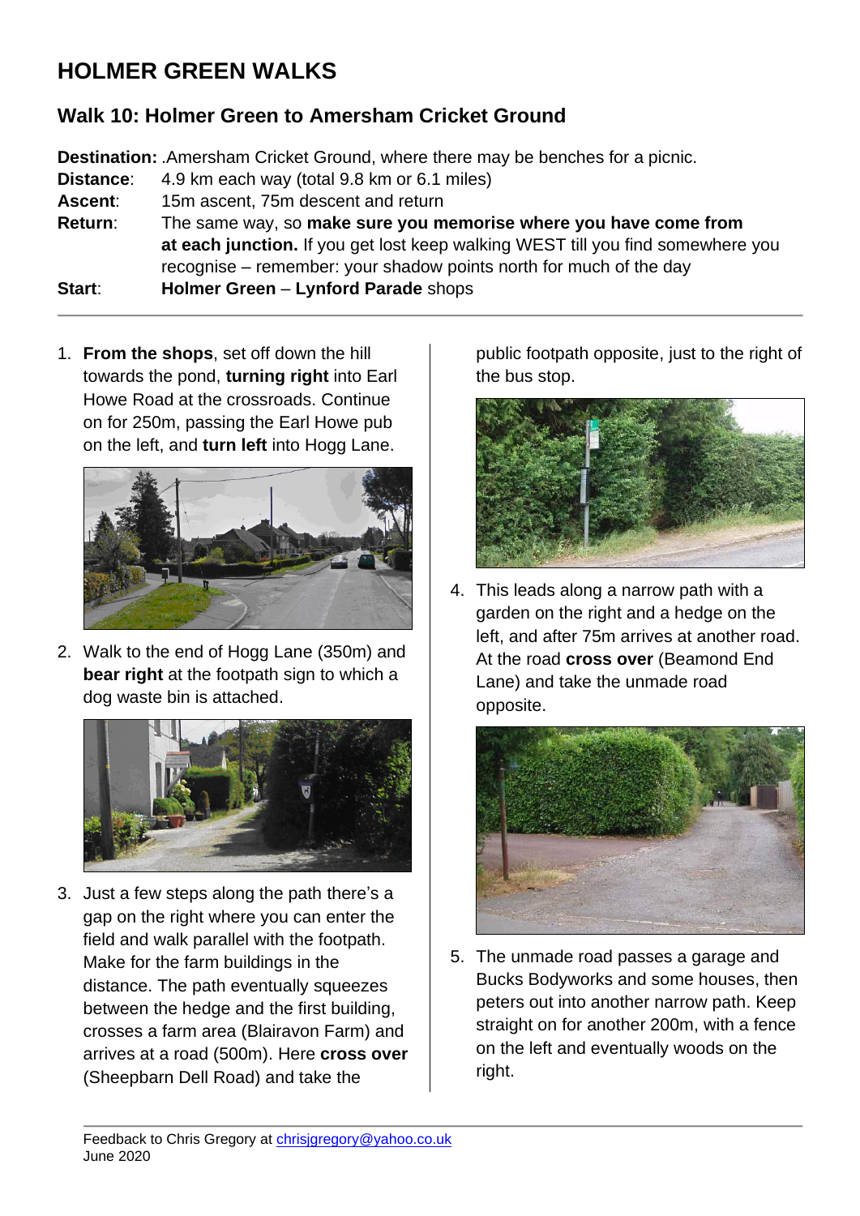# HOLMER GREEN WALKS

## Walk 10: Holmer Green to Amersham Cricket Ground

**Destination:** .Amersham Cricket Ground, where there may be benches for a picnic.
**Distance**: 4.9 km each way (total 9.8 km or 6.1 miles)
**Ascent**: 15m ascent, 75m descent and return
**Return**: The same way, so **make sure you memorise where you have come from at each junction.** If you get lost keep walking WEST till you find somewhere you recognise – remember: your shadow points north for much of the day
**Start**: **Holmer Green** – **Lynford Parade** shops

1. **From the shops**, set off down the hill towards the pond, **turning right** into Earl Howe Road at the crossroads. Continue on for 250m, passing the Earl Howe pub on the left, and **turn left** into Hogg Lane.

2. Walk to the end of Hogg Lane (350m) and **bear right** at the footpath sign to which a dog waste bin is attached.

3. Just a few steps along the path there's a gap on the right where you can enter the field and walk parallel with the footpath. Make for the farm buildings in the distance. The path eventually squeezes between the hedge and the first building, crosses a farm area (Blairavon Farm) and arrives at a road (500m). Here **cross over** (Sheepbarn Dell Road) and take the public footpath opposite, just to the right of the bus stop.

4. This leads along a narrow path with a garden on the right and a hedge on the left, and after 75m arrives at another road. At the road **cross over** (Beamond End Lane) and take the unmade road opposite.

5. The unmade road passes a garage and Bucks Bodyworks and some houses, then peters out into another narrow path. Keep straight on for another 200m, with a fence on the left and eventually woods on the right.

Feedback to Chris Gregory at chrisjgregory@yahoo.co.uk
June 2020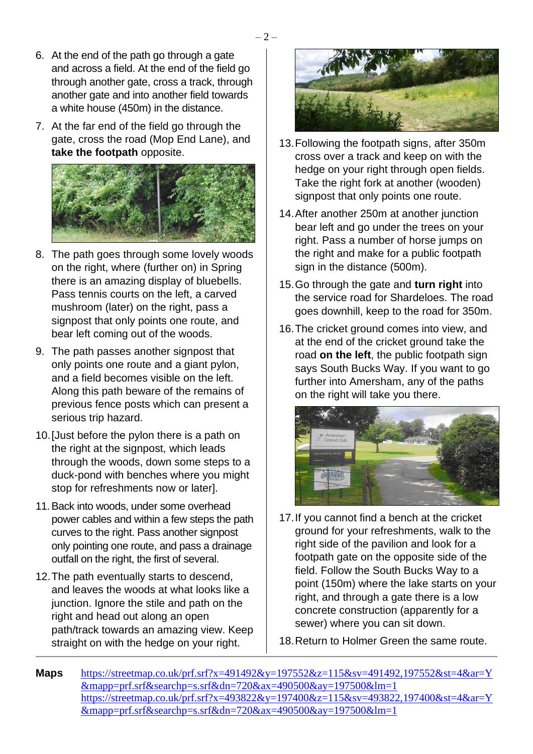6. At the end of the path go through a gate and across a field. At the end of the field go through another gate, cross a track, through another gate and into another field towards a white house (450m) in the distance.
7. At the far end of the field go through the gate, cross the road (Mop End Lane), and **take the footpath** opposite.
8. The path goes through some lovely woods on the right, where (further on) in Spring there is an amazing display of bluebells. Pass tennis courts on the left, a carved mushroom (later) on the right, pass a signpost that only points one route, and bear left coming out of the woods.
9. The path passes another signpost that only points one route and a giant pylon, and a field becomes visible on the left. Along this path beware of the remains of previous fence posts which can present a serious trip hazard.
10. [Just before the pylon there is a path on the right at the signpost, which leads through the woods, down some steps to a duck-pond with benches where you might stop for refreshments now or later].
11. Back into woods, under some overhead power cables and within a few steps the path curves to the right. Pass another signpost only pointing one route, and pass a drainage outfall on the right, the first of several.
12. The path eventually starts to descend, and leaves the woods at what looks like a junction. Ignore the stile and path on the right and head out along an open path/track towards an amazing view. Keep straight on with the hedge on your right.
13. Following the footpath signs, after 350m cross over a track and keep on with the hedge on your right through open fields. Take the right fork at another (wooden) signpost that only points one route.
14. After another 250m at another junction bear left and go under the trees on your right. Pass a number of horse jumps on the right and make for a public footpath sign in the distance (500m).
15. Go through the gate and **turn right** into the service road for Shardeloes. The road goes downhill, keep to the road for 350m.
16. The cricket ground comes into view, and at the end of the cricket ground take the road **on the left**, the public footpath sign says South Bucks Way. If you want to go further into Amersham, any of the paths on the right will take you there.
17. If you cannot find a bench at the cricket ground for your refreshments, walk to the right side of the pavilion and look for a footpath gate on the opposite side of the field. Follow the South Bucks Way to a point (150m) where the lake starts on your right, and through a gate there is a low concrete construction (apparently for a sewer) where you can sit down.
18. Return to Holmer Green the same route.

**Maps**
https://streetmap.co.uk/prf.srf?x=491492&y=197552&z=115&sv=491492,197552&st=4&ar=Y&mapp=prf.srf&searchp=s.srf&dn=720&ax=490500&ay=197500&lm=1
https://streetmap.co.uk/prf.srf?x=493822&y=197400&z=115&sv=493822,197400&st=4&ar=Y&mapp=prf.srf&searchp=s.srf&dn=720&ax=490500&ay=197500&lm=1